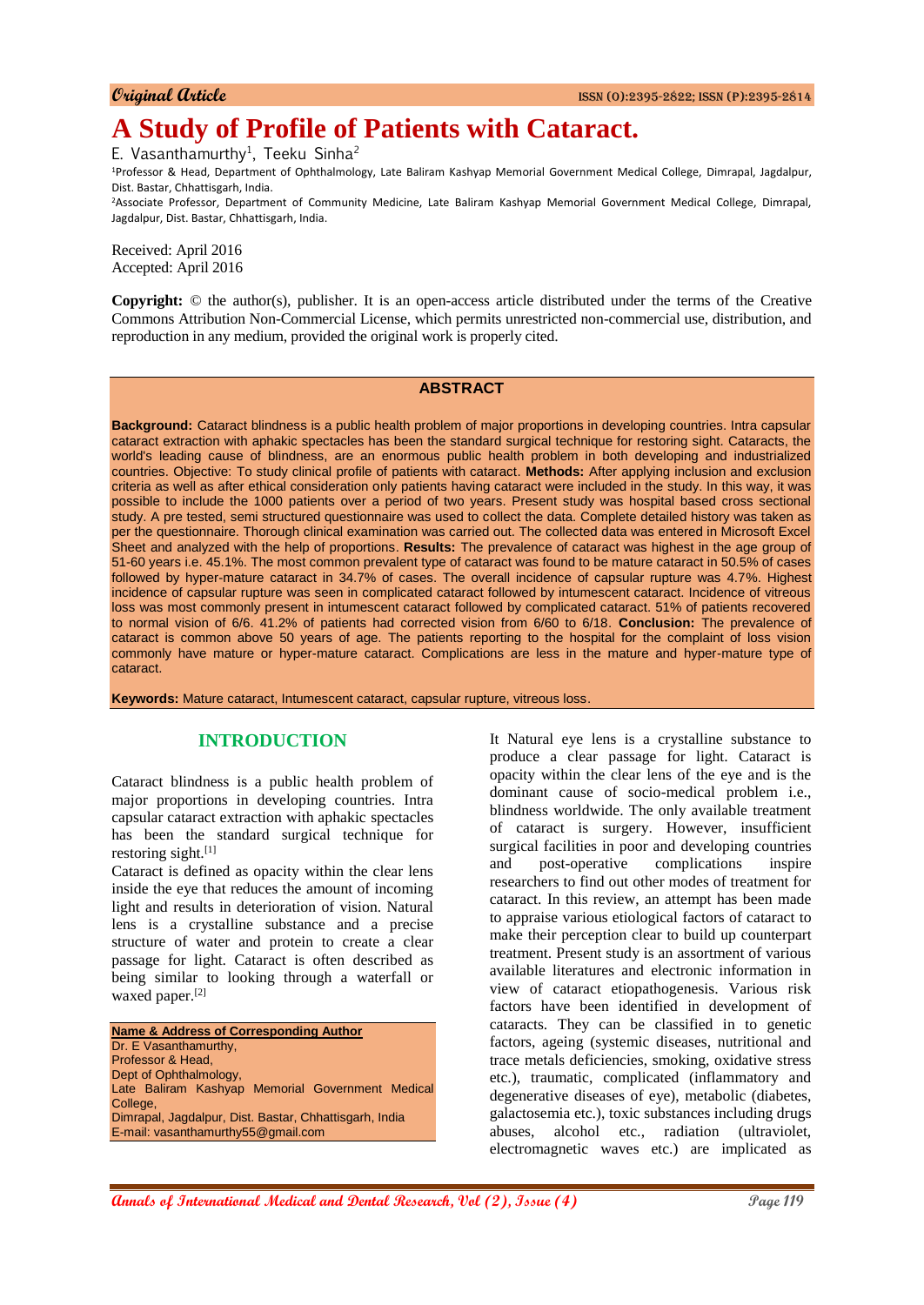Original Article

# A Study of Profile of Patients with Cataract.

E. Vasanthamurthy[1], Teeku Sinha[2]

[1]Professor & Head, Department of Ophthalmology, Late Baliram Kashyap Memorial Government Medical College, Dimrapal, Jagdalpur, Dist. Bastar, Chhattisgarh, India.

[2]Associate Professor, Department of Community Medicine, Late Baliram Kashyap Memorial Government Medical College, Dimrapal, Jagdalpur, Dist. Bastar, Chhattisgarh, India.

Received: April 2016
Accepted: April 2016

**Copyright:** © the author(s), publisher. It is an open-access article distributed under the terms of the Creative Commons Attribution Non-Commercial License, which permits unrestricted non-commercial use, distribution, and reproduction in any medium, provided the original work is properly cited.

## ABSTRACT

**Background:** Cataract blindness is a public health problem of major proportions in developing countries. Intra capsular cataract extraction with aphakic spectacles has been the standard surgical technique for restoring sight. Cataracts, the world's leading cause of blindness, are an enormous public health problem in both developing and industrialized countries. Objective: To study clinical profile of patients with cataract. **Methods:** After applying inclusion and exclusion criteria as well as after ethical consideration only patients having cataract were included in the study. In this way, it was possible to include the 1000 patients over a period of two years. Present study was hospital based cross sectional study. A pre tested, semi structured questionnaire was used to collect the data. Complete detailed history was taken as per the questionnaire. Thorough clinical examination was carried out. The collected data was entered in Microsoft Excel Sheet and analyzed with the help of proportions. **Results:** The prevalence of cataract was highest in the age group of 51-60 years i.e. 45.1%. The most common prevalent type of cataract was found to be mature cataract in 50.5% of cases followed by hyper-mature cataract in 34.7% of cases. The overall incidence of capsular rupture was 4.7%. Highest incidence of capsular rupture was seen in complicated cataract followed by intumescent cataract. Incidence of vitreous loss was most commonly present in intumescent cataract followed by complicated cataract. 51% of patients recovered to normal vision of 6/6. 41.2% of patients had corrected vision from 6/60 to 6/18. **Conclusion:** The prevalence of cataract is common above 50 years of age. The patients reporting to the hospital for the complaint of loss vision commonly have mature or hyper-mature cataract. Complications are less in the mature and hyper-mature type of cataract.

**Keywords:** Mature cataract, Intumescent cataract, capsular rupture, vitreous loss.

## INTRODUCTION

Cataract blindness is a public health problem of major proportions in developing countries. Intra capsular cataract extraction with aphakic spectacles has been the standard surgical technique for restoring sight.[1]

Cataract is defined as opacity within the clear lens inside the eye that reduces the amount of incoming light and results in deterioration of vision. Natural lens is a crystalline substance and a precise structure of water and protein to create a clear passage for light. Cataract is often described as being similar to looking through a waterfall or waxed paper.[2]

**Name & Address of Corresponding Author**
Dr. E Vasanthamurthy,
Professor & Head,
Dept of Ophthalmology,
Late Baliram Kashyap Memorial Government Medical College,
Dimrapal, Jagdalpur, Dist. Bastar, Chhattisgarh, India
E-mail: vasanthamurthy55@gmail.com

It Natural eye lens is a crystalline substance to produce a clear passage for light. Cataract is opacity within the clear lens of the eye and is the dominant cause of socio-medical problem i.e., blindness worldwide. The only available treatment of cataract is surgery. However, insufficient surgical facilities in poor and developing countries and post-operative complications inspire researchers to find out other modes of treatment for cataract. In this review, an attempt has been made to appraise various etiological factors of cataract to make their perception clear to build up counterpart treatment. Present study is an assortment of various available literatures and electronic information in view of cataract etiopathogenesis. Various risk factors have been identified in development of cataracts. They can be classified in to genetic factors, ageing (systemic diseases, nutritional and trace metals deficiencies, smoking, oxidative stress etc.), traumatic, complicated (inflammatory and degenerative diseases of eye), metabolic (diabetes, galactosemia etc.), toxic substances including drugs abuses, alcohol etc., radiation (ultraviolet, electromagnetic waves etc.) are implicated as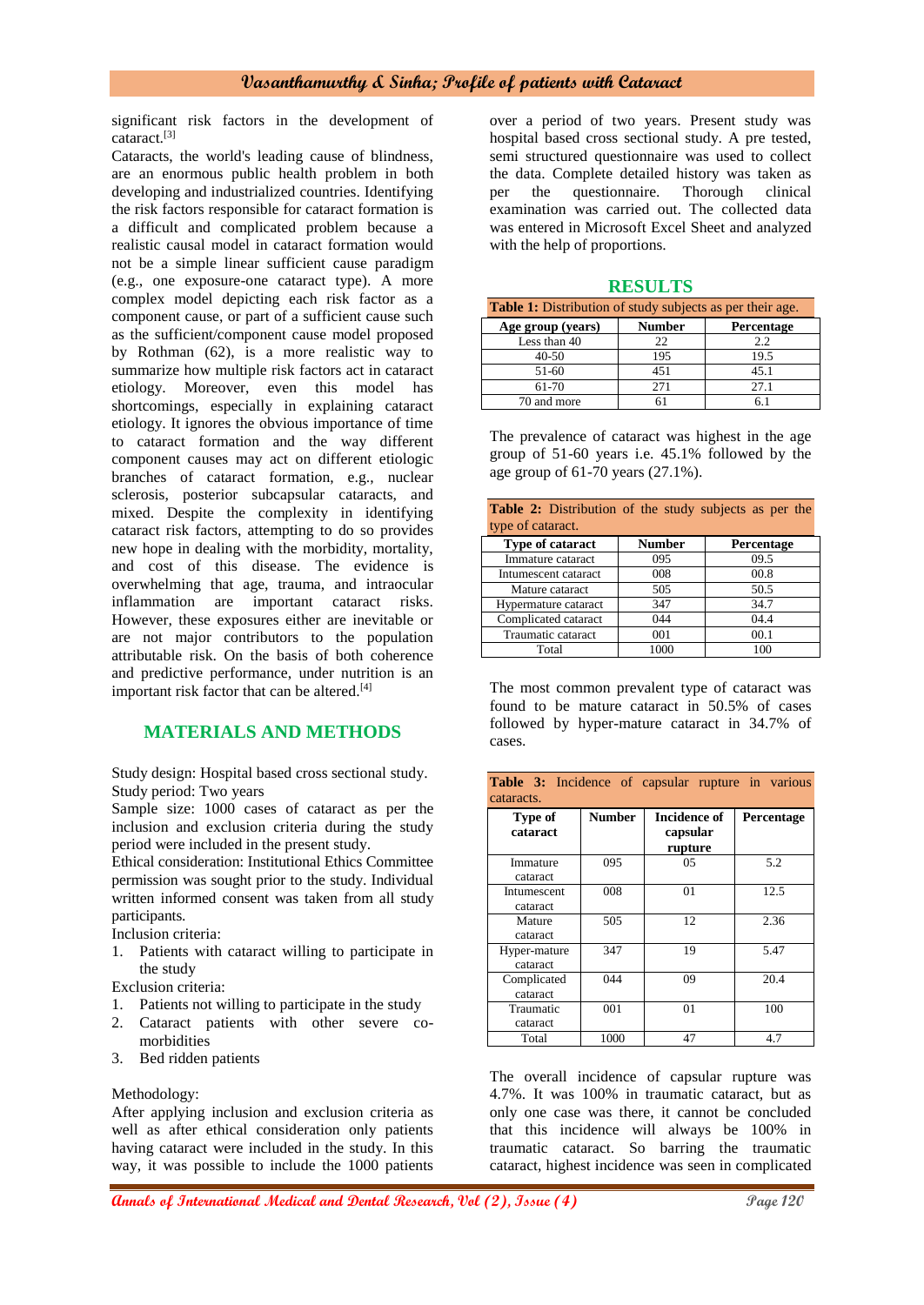significant risk factors in the development of cataract.[3]

Cataracts, the world's leading cause of blindness, are an enormous public health problem in both developing and industrialized countries. Identifying the risk factors responsible for cataract formation is a difficult and complicated problem because a realistic causal model in cataract formation would not be a simple linear sufficient cause paradigm (e.g., one exposure-one cataract type). A more complex model depicting each risk factor as a component cause, or part of a sufficient cause such as the sufficient/component cause model proposed by Rothman (62), is a more realistic way to summarize how multiple risk factors act in cataract etiology. Moreover, even this model has shortcomings, especially in explaining cataract etiology. It ignores the obvious importance of time to cataract formation and the way different component causes may act on different etiologic branches of cataract formation, e.g., nuclear sclerosis, posterior subcapsular cataracts, and mixed. Despite the complexity in identifying cataract risk factors, attempting to do so provides new hope in dealing with the morbidity, mortality, and cost of this disease. The evidence is overwhelming that age, trauma, and intraocular inflammation are important cataract risks. However, these exposures either are inevitable or are not major contributors to the population attributable risk. On the basis of both coherence and predictive performance, under nutrition is an important risk factor that can be altered.[4]

## MATERIALS AND METHODS

Study design: Hospital based cross sectional study.
Study period: Two years
Sample size: 1000 cases of cataract as per the inclusion and exclusion criteria during the study period were included in the present study.
Ethical consideration: Institutional Ethics Committee permission was sought prior to the study. Individual written informed consent was taken from all study participants.
Inclusion criteria:

1. Patients with cataract willing to participate in the study

Exclusion criteria:

1. Patients not willing to participate in the study
2. Cataract patients with other severe co-morbidities
3. Bed ridden patients

Methodology:
After applying inclusion and exclusion criteria as well as after ethical consideration only patients having cataract were included in the study. In this way, it was possible to include the 1000 patients over a period of two years. Present study was hospital based cross sectional study. A pre tested, semi structured questionnaire was used to collect the data. Complete detailed history was taken as per the questionnaire. Thorough clinical examination was carried out. The collected data was entered in Microsoft Excel Sheet and analyzed with the help of proportions.

## RESULTS

**Table 1:** Distribution of study subjects as per their age.

| Age group (years) | Number | Percentage |
|---|---|---|
| Less than 40 | 22 | 2.2 |
| 40-50 | 195 | 19.5 |
| 51-60 | 451 | 45.1 |
| 61-70 | 271 | 27.1 |
| 70 and more | 61 | 6.1 |

The prevalence of cataract was highest in the age group of 51-60 years i.e. 45.1% followed by the age group of 61-70 years (27.1%).

**Table 2:** Distribution of the study subjects as per the type of cataract.

| Type of cataract | Number | Percentage |
|---|---|---|
| Immature cataract | 095 | 09.5 |
| Intumescent cataract | 008 | 00.8 |
| Mature cataract | 505 | 50.5 |
| Hypermature cataract | 347 | 34.7 |
| Complicated cataract | 044 | 04.4 |
| Traumatic cataract | 001 | 00.1 |
| Total | 1000 | 100 |

The most common prevalent type of cataract was found to be mature cataract in 50.5% of cases followed by hyper-mature cataract in 34.7% of cases.

**Table 3:** Incidence of capsular rupture in various cataracts.

| Type of cataract | Number | Incidence of capsular rupture | Percentage |
|---|---|---|---|
| Immature cataract | 095 | 05 | 5.2 |
| Intumescent cataract | 008 | 01 | 12.5 |
| Mature cataract | 505 | 12 | 2.36 |
| Hyper-mature cataract | 347 | 19 | 5.47 |
| Complicated cataract | 044 | 09 | 20.4 |
| Traumatic cataract | 001 | 01 | 100 |
| Total | 1000 | 47 | 4.7 |

The overall incidence of capsular rupture was 4.7%. It was 100% in traumatic cataract, but as only one case was there, it cannot be concluded that this incidence will always be 100% in traumatic cataract. So barring the traumatic cataract, highest incidence was seen in complicated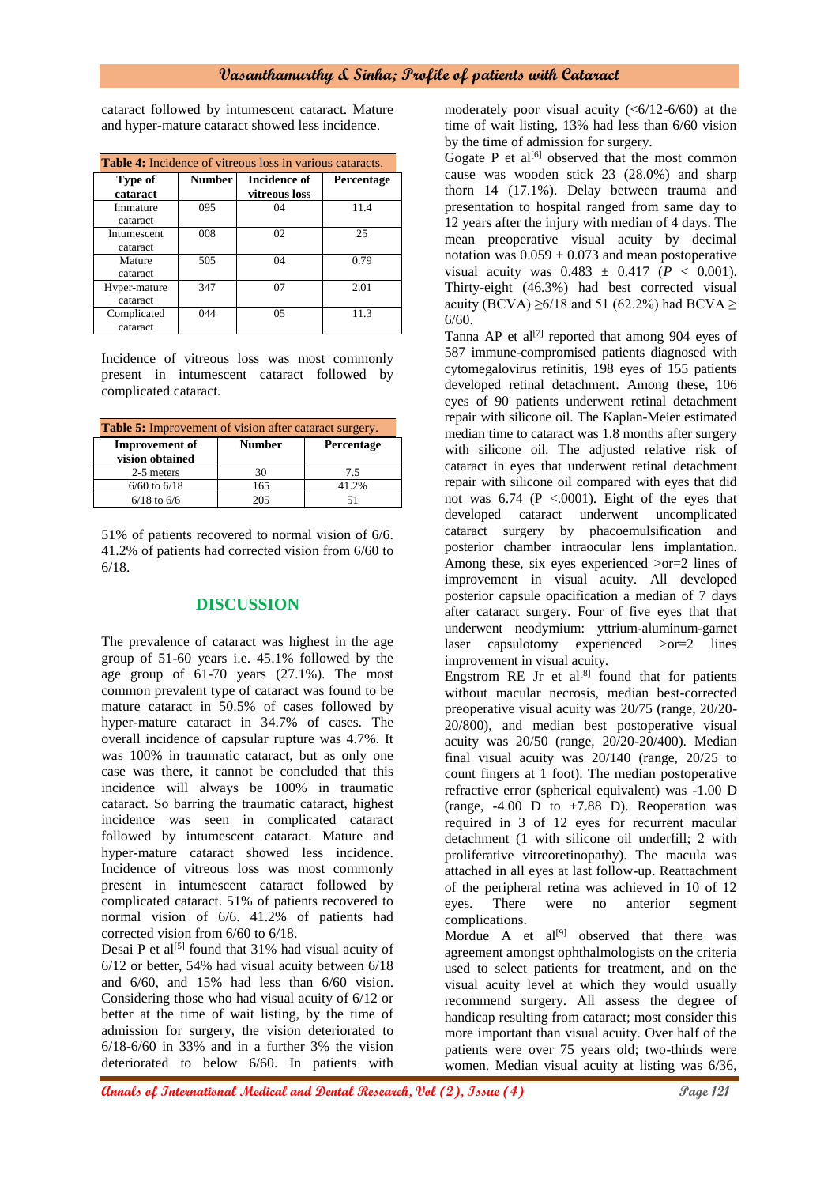cataract followed by intumescent cataract. Mature and hyper-mature cataract showed less incidence.

**Table 4:** Incidence of vitreous loss in various cataracts.

| Type of cataract | Number | Incidence of vitreous loss | Percentage |
|---|---|---|---|
| Immature cataract | 095 | 04 | 11.4 |
| Intumescent cataract | 008 | 02 | 25 |
| Mature cataract | 505 | 04 | 0.79 |
| Hyper-mature cataract | 347 | 07 | 2.01 |
| Complicated cataract | 044 | 05 | 11.3 |

Incidence of vitreous loss was most commonly present in intumescent cataract followed by complicated cataract.

**Table 5:** Improvement of vision after cataract surgery.

| Improvement of vision obtained | Number | Percentage |
|---|---|---|
| 2-5 meters | 30 | 7.5 |
| 6/60 to 6/18 | 165 | 41.2% |
| 6/18 to 6/6 | 205 | 51 |

51% of patients recovered to normal vision of 6/6. 41.2% of patients had corrected vision from 6/60 to 6/18.

## DISCUSSION

The prevalence of cataract was highest in the age group of 51-60 years i.e. 45.1% followed by the age group of 61-70 years (27.1%). The most common prevalent type of cataract was found to be mature cataract in 50.5% of cases followed by hyper-mature cataract in 34.7% of cases. The overall incidence of capsular rupture was 4.7%. It was 100% in traumatic cataract, but as only one case was there, it cannot be concluded that this incidence will always be 100% in traumatic cataract. So barring the traumatic cataract, highest incidence was seen in complicated cataract followed by intumescent cataract. Mature and hyper-mature cataract showed less incidence. Incidence of vitreous loss was most commonly present in intumescent cataract followed by complicated cataract. 51% of patients recovered to normal vision of 6/6. 41.2% of patients had corrected vision from 6/60 to 6/18.

Desai P et al[5] found that 31% had visual acuity of 6/12 or better, 54% had visual acuity between 6/18 and 6/60, and 15% had less than 6/60 vision. Considering those who had visual acuity of 6/12 or better at the time of wait listing, by the time of admission for surgery, the vision deteriorated to 6/18-6/60 in 33% and in a further 3% the vision deteriorated to below 6/60. In patients with moderately poor visual acuity (<6/12-6/60) at the time of wait listing, 13% had less than 6/60 vision by the time of admission for surgery.

Gogate P et al[6] observed that the most common cause was wooden stick 23 (28.0%) and sharp thorn 14 (17.1%). Delay between trauma and presentation to hospital ranged from same day to 12 years after the injury with median of 4 days. The mean preoperative visual acuity by decimal notation was $0.059 \pm 0.073$ and mean postoperative visual acuity was $0.483 \pm 0.417$ ($P < 0.001$). Thirty-eight (46.3%) had best corrected visual acuity (BCVA) ≥6/18 and 51 (62.2%) had BCVA ≥ 6/60.

Tanna AP et al[7] reported that among 904 eyes of 587 immune-compromised patients diagnosed with cytomegalovirus retinitis, 198 eyes of 155 patients developed retinal detachment. Among these, 106 eyes of 90 patients underwent retinal detachment repair with silicone oil. The Kaplan-Meier estimated median time to cataract was 1.8 months after surgery with silicone oil. The adjusted relative risk of cataract in eyes that underwent retinal detachment repair with silicone oil compared with eyes that did not was 6.74 (P <.0001). Eight of the eyes that developed cataract underwent uncomplicated cataract surgery by phacoemulsification and posterior chamber intraocular lens implantation. Among these, six eyes experienced >or=2 lines of improvement in visual acuity. All developed posterior capsule opacification a median of 7 days after cataract surgery. Four of five eyes that that underwent neodymium: yttrium-aluminum-garnet laser capsulotomy experienced >or=2 lines improvement in visual acuity.

Engstrom RE Jr et al[8] found that for patients without macular necrosis, median best-corrected preoperative visual acuity was 20/75 (range, 20/20-20/800), and median best postoperative visual acuity was 20/50 (range, 20/20-20/400). Median final visual acuity was 20/140 (range, 20/25 to count fingers at 1 foot). The median postoperative refractive error (spherical equivalent) was -1.00 D (range, -4.00 D to +7.88 D). Reoperation was required in 3 of 12 eyes for recurrent macular detachment (1 with silicone oil underfill; 2 with proliferative vitreoretinopathy). The macula was attached in all eyes at last follow-up. Reattachment of the peripheral retina was achieved in 10 of 12 eyes. There were no anterior segment complications.

Mordue A et al[9] observed that there was agreement amongst ophthalmologists on the criteria used to select patients for treatment, and on the visual acuity level at which they would usually recommend surgery. All assess the degree of handicap resulting from cataract; most consider this more important than visual acuity. Over half of the patients were over 75 years old; two-thirds were women. Median visual acuity at listing was 6/36,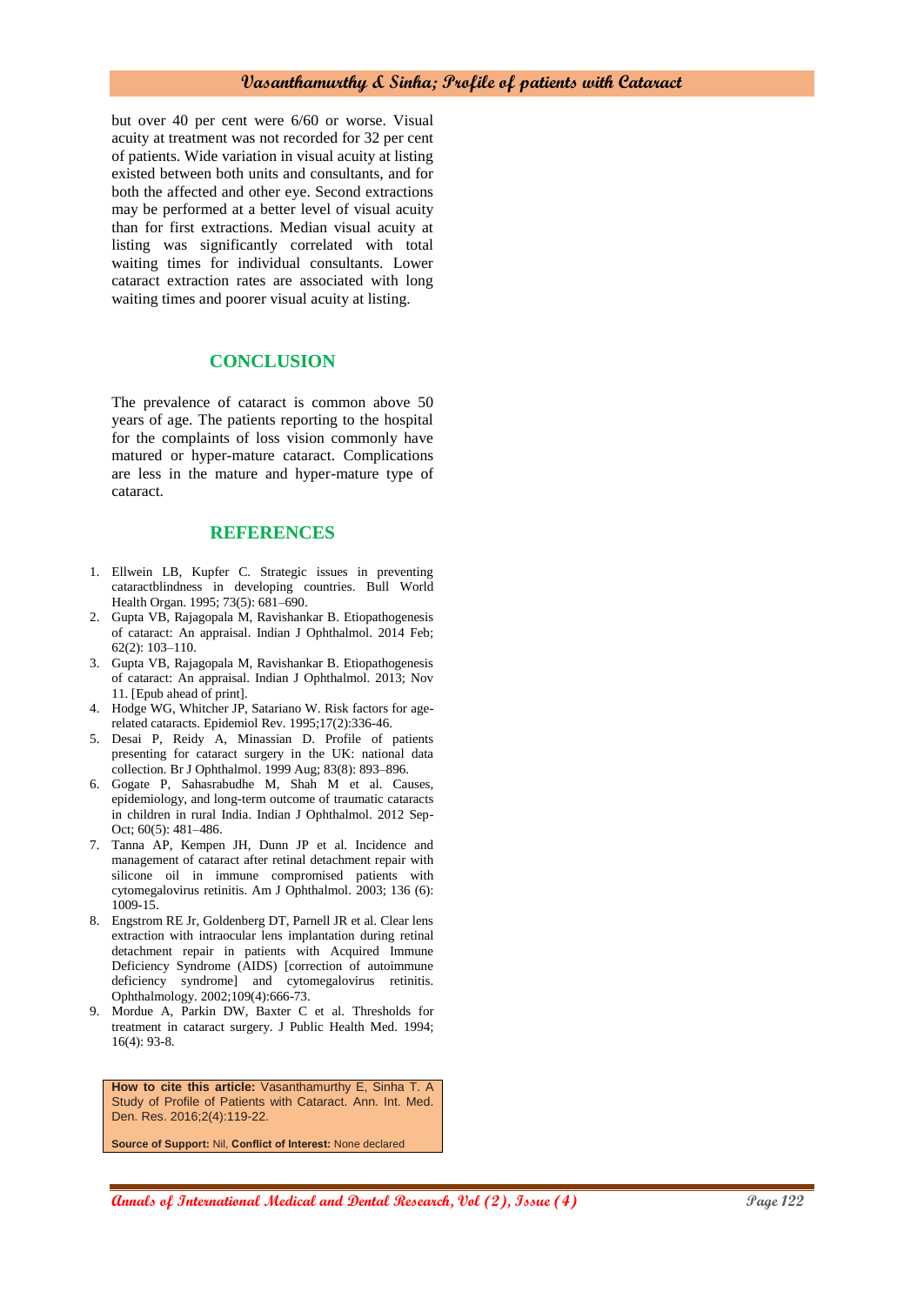but over 40 per cent were 6/60 or worse. Visual acuity at treatment was not recorded for 32 per cent of patients. Wide variation in visual acuity at listing existed between both units and consultants, and for both the affected and other eye. Second extractions may be performed at a better level of visual acuity than for first extractions. Median visual acuity at listing was significantly correlated with total waiting times for individual consultants. Lower cataract extraction rates are associated with long waiting times and poorer visual acuity at listing.

## CONCLUSION

The prevalence of cataract is common above 50 years of age. The patients reporting to the hospital for the complaints of loss vision commonly have matured or hyper-mature cataract. Complications are less in the mature and hyper-mature type of cataract.

## REFERENCES

1. Ellwein LB, Kupfer C. Strategic issues in preventing cataractblindness in developing countries. Bull World Health Organ. 1995; 73(5): 681–690.
2. Gupta VB, Rajagopala M, Ravishankar B. Etiopathogenesis of cataract: An appraisal. Indian J Ophthalmol. 2014 Feb; 62(2): 103–110.
3. Gupta VB, Rajagopala M, Ravishankar B. Etiopathogenesis of cataract: An appraisal. Indian J Ophthalmol. 2013; Nov 11. [Epub ahead of print].
4. Hodge WG, Whitcher JP, Satariano W. Risk factors for age-related cataracts. Epidemiol Rev. 1995;17(2):336-46.
5. Desai P, Reidy A, Minassian D. Profile of patients presenting for cataract surgery in the UK: national data collection. Br J Ophthalmol. 1999 Aug; 83(8): 893–896.
6. Gogate P, Sahasrabudhe M, Shah M et al. Causes, epidemiology, and long-term outcome of traumatic cataracts in children in rural India. Indian J Ophthalmol. 2012 Sep-Oct; 60(5): 481–486.
7. Tanna AP, Kempen JH, Dunn JP et al. Incidence and management of cataract after retinal detachment repair with silicone oil in immune compromised patients with cytomegalovirus retinitis. Am J Ophthalmol. 2003; 136 (6): 1009-15.
8. Engstrom RE Jr, Goldenberg DT, Parnell JR et al. Clear lens extraction with intraocular lens implantation during retinal detachment repair in patients with Acquired Immune Deficiency Syndrome (AIDS) [correction of autoimmune deficiency syndrome] and cytomegalovirus retinitis. Ophthalmology. 2002;109(4):666-73.
9. Mordue A, Parkin DW, Baxter C et al. Thresholds for treatment in cataract surgery. J Public Health Med. 1994; 16(4): 93-8.

**How to cite this article:** Vasanthamurthy E, Sinha T. A Study of Profile of Patients with Cataract. Ann. Int. Med. Den. Res. 2016;2(4):119-22.

**Source of Support:** Nil, **Conflict of Interest:** None declared